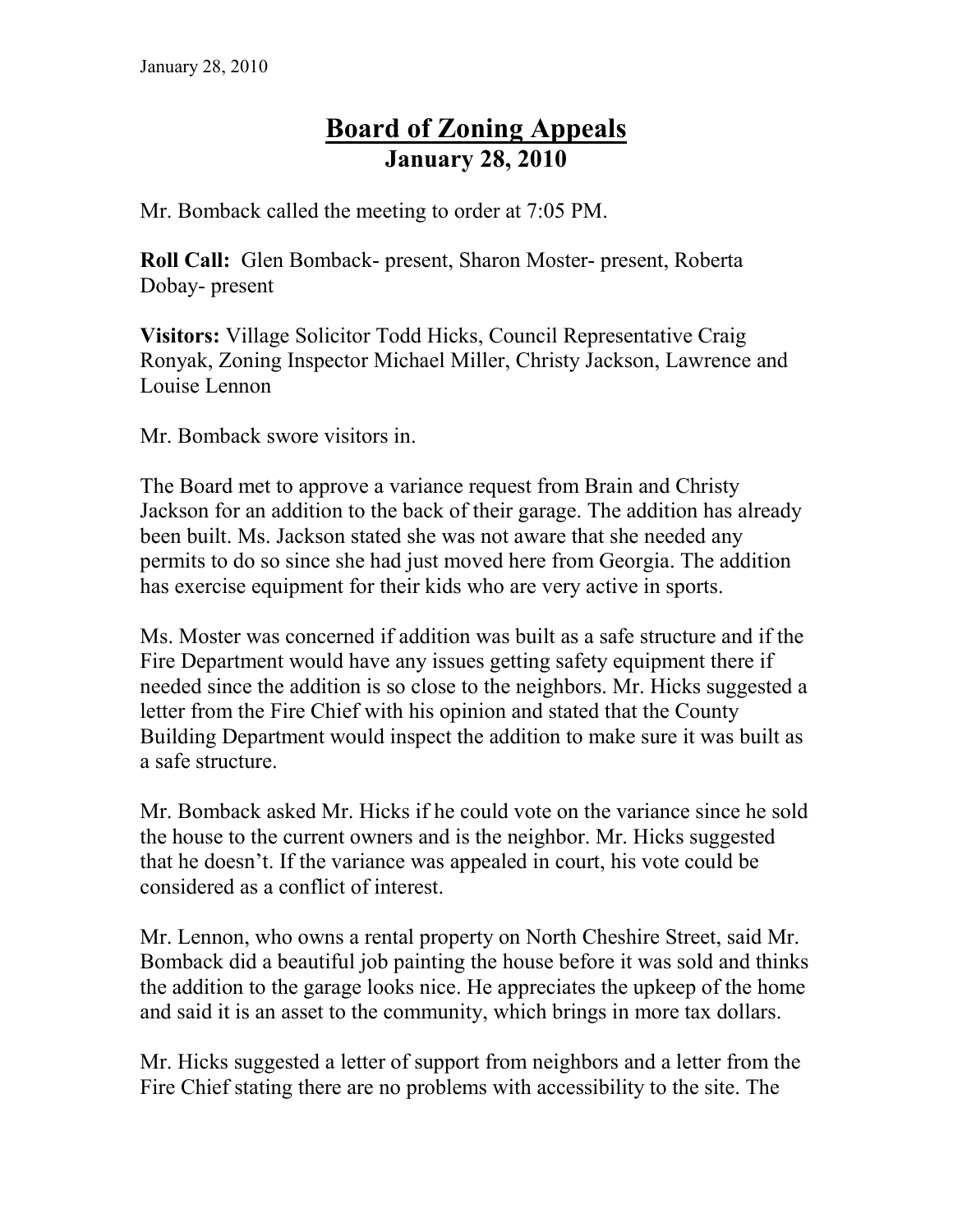# Board of Zoning Appeals
## January 28, 2010

Mr. Bomback called the meeting to order at 7:05 PM.

**Roll Call:** Glen Bomback- present, Sharon Moster- present, Roberta Dobay- present

**Visitors:** Village Solicitor Todd Hicks, Council Representative Craig Ronyak, Zoning Inspector Michael Miller, Christy Jackson, Lawrence and Louise Lennon

Mr. Bomback swore visitors in.

The Board met to approve a variance request from Brain and Christy Jackson for an addition to the back of their garage. The addition has already been built. Ms. Jackson stated she was not aware that she needed any permits to do so since she had just moved here from Georgia. The addition has exercise equipment for their kids who are very active in sports.

Ms. Moster was concerned if addition was built as a safe structure and if the Fire Department would have any issues getting safety equipment there if needed since the addition is so close to the neighbors. Mr. Hicks suggested a letter from the Fire Chief with his opinion and stated that the County Building Department would inspect the addition to make sure it was built as a safe structure.

Mr. Bomback asked Mr. Hicks if he could vote on the variance since he sold the house to the current owners and is the neighbor. Mr. Hicks suggested that he doesn't. If the variance was appealed in court, his vote could be considered as a conflict of interest.

Mr. Lennon, who owns a rental property on North Cheshire Street, said Mr. Bomback did a beautiful job painting the house before it was sold and thinks the addition to the garage looks nice. He appreciates the upkeep of the home and said it is an asset to the community, which brings in more tax dollars.

Mr. Hicks suggested a letter of support from neighbors and a letter from the Fire Chief stating there are no problems with accessibility to the site. The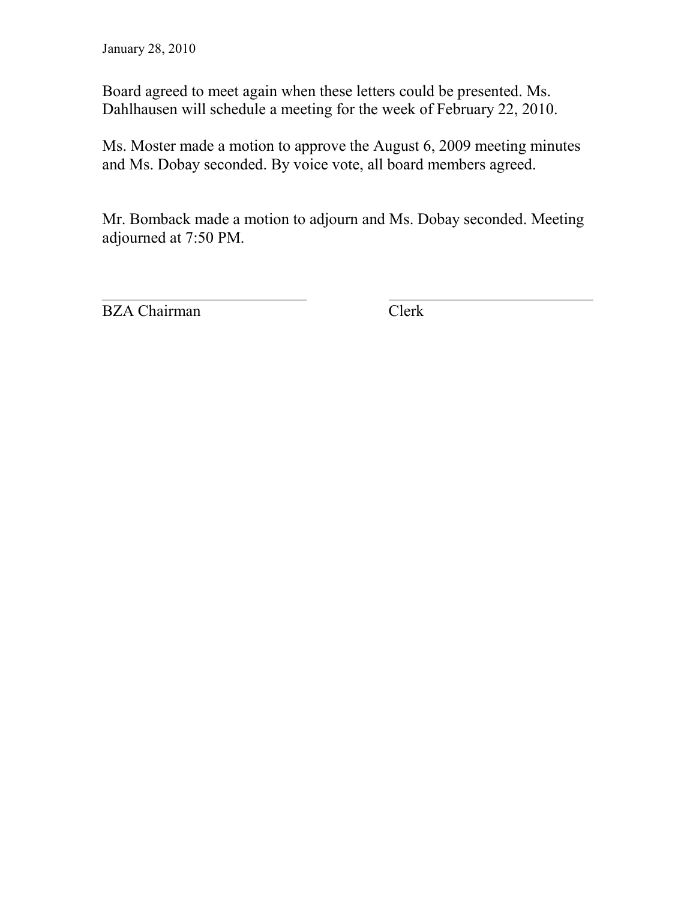Board agreed to meet again when these letters could be presented. Ms. Dahlhausen will schedule a meeting for the week of February 22, 2010.

Ms. Moster made a motion to approve the August 6, 2009 meeting minutes and Ms. Dobay seconded. By voice vote, all board members agreed.

Mr. Bomback made a motion to adjourn and Ms. Dobay seconded. Meeting adjourned at 7:50 PM.

\_\_\_\_\_\_\_\_\_\_\_\_\_\_\_\_\_\_\_\_\_\_\_\_\_\_\_\_ \_\_\_\_\_\_\_\_\_\_\_\_\_\_\_\_\_\_\_\_\_\_\_\_\_\_\_\_

BZA Chairman Clerk